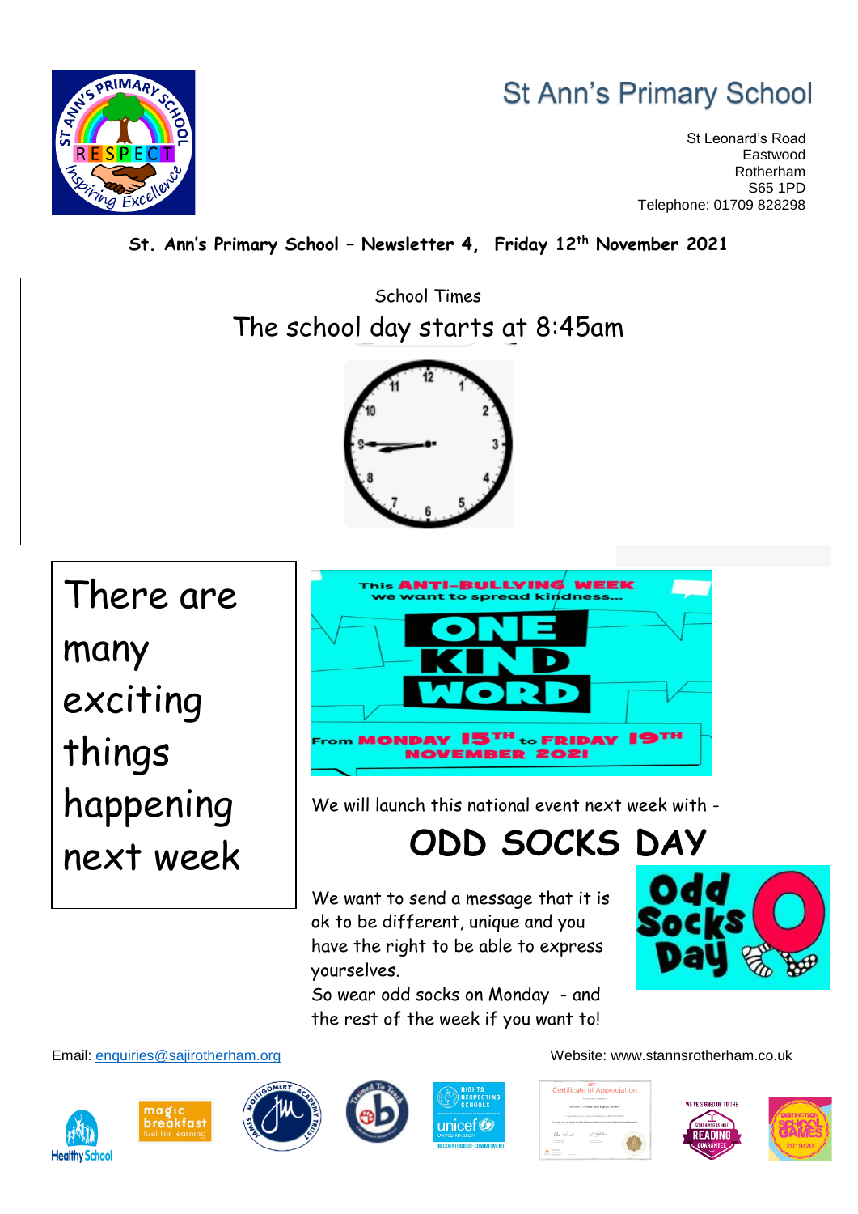# St Ann's Primary School

St Leonard's Road
Eastwood
Rotherham
S65 1PD
Telephone: 01709 828298

**St. Ann's Primary School – Newsletter 4, Friday 12th November 2021**

School Times

## The school day starts at 8:45am

There are many exciting things happening next week

This ANTI-BULLYING WEEK we want to spread kindness...

ONE KIND WORD

From MONDAY 15TH to FRIDAY 19TH NOVEMBER 2021

We will launch this national event next week with -

## ODD SOCKS DAY

We want to send a message that it is ok to be different, unique and you have the right to be able to express yourselves.

So wear odd socks on Monday - and the rest of the week if you want to!

Email: enquiries@sajirotherham.org

Website: www.stannsrotherham.co.uk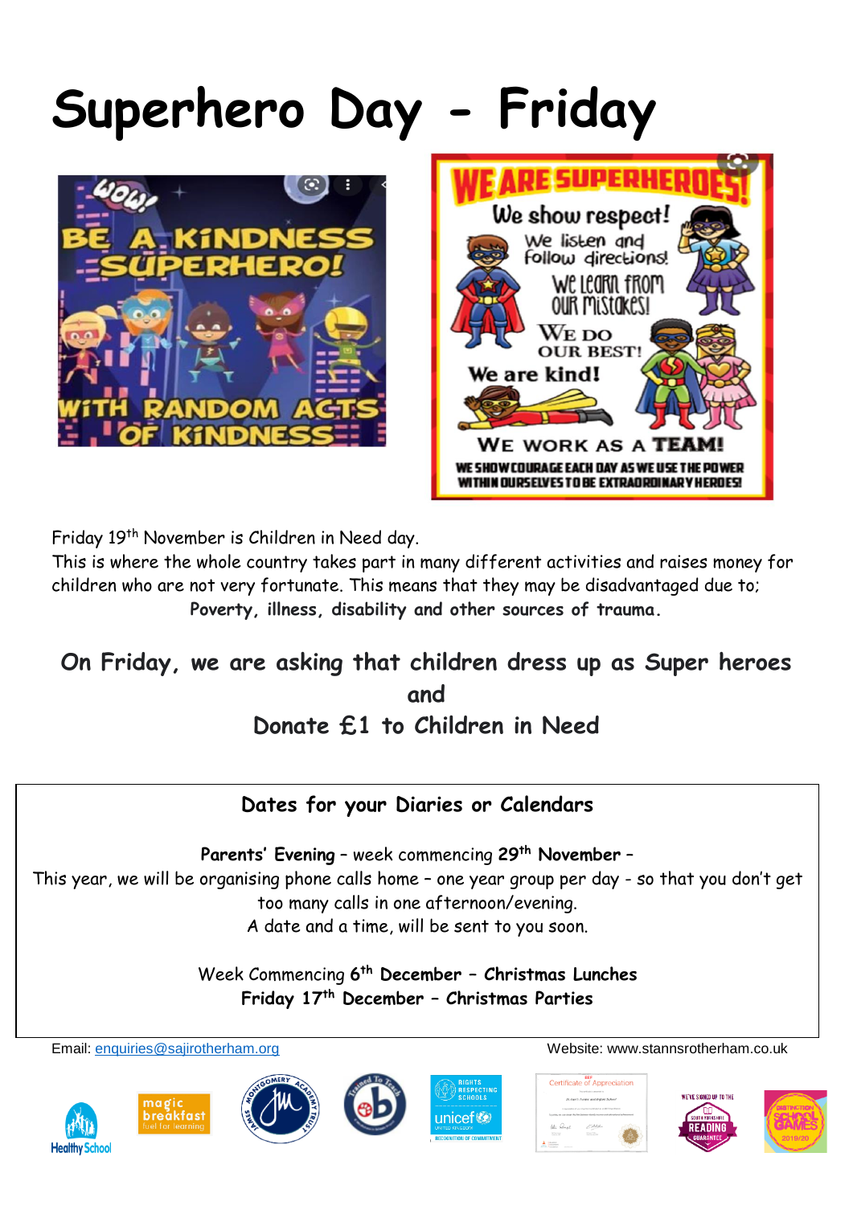# Superhero Day - Friday

Friday 19th November is Children in Need day.

This is where the whole country takes part in many different activities and raises money for children who are not very fortunate. This means that they may be disadvantaged due to;

**Poverty, illness, disability and other sources of trauma.**

## On Friday, we are asking that children dress up as Super heroes and Donate £1 to Children in Need

### Dates for your Diaries or Calendars

**Parents' Evening** – week commencing **29th November** –
This year, we will be organising phone calls home – one year group per day - so that you don't get too many calls in one afternoon/evening.
A date and a time, will be sent to you soon.

Week Commencing **6th December – Christmas Lunches**
**Friday 17th December – Christmas Parties**

Email: enquiries@sajirotherham.org Website: www.stannsrotherham.co.uk